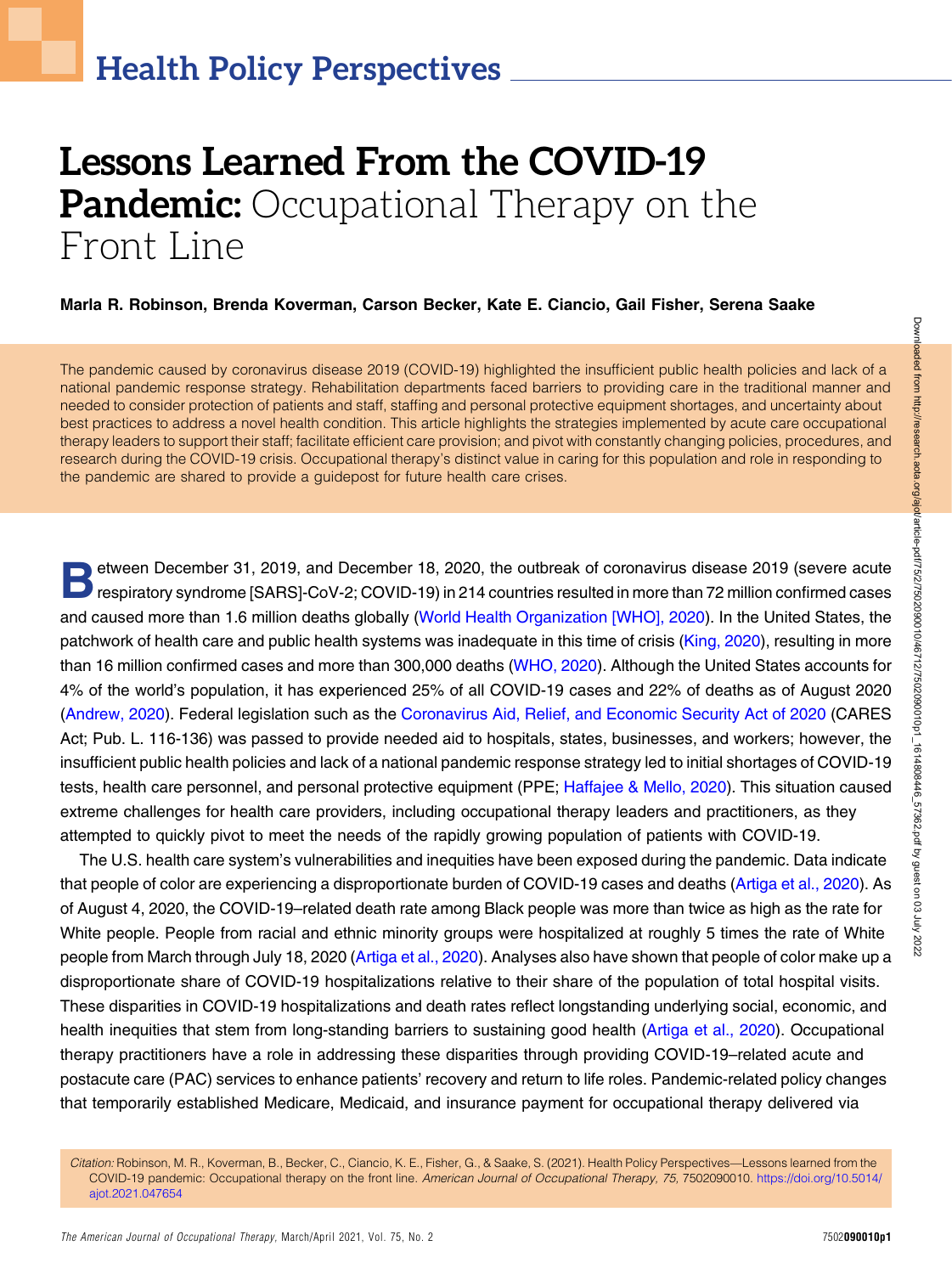# Lessons Learned From the COVID-19 Pandemic: Occupational Therapy on the Front Line

**Marla R. Robinson, Brenda Koverman, Carson Becker, Kate E. Ciancio, Gail Fisher, Serena Saake**

The pandemic caused by coronavirus disease 2019 (COVID-19) highlighted the insufficient public health policies and lack of a national pandemic response strategy. Rehabilitation departments faced barriers to providing care in the traditional manner and needed to consider protection of patients and staff, staffing and personal protective equipment shortages, and uncertainty about best practices to address a novel health condition. This article highlights the strategies implemented by acute care occupational therapy leaders to support their staff; facilitate efficient care provision; and pivot with constantly changing policies, procedures, and research during the COVID-19 crisis. Occupational therapy's distinct value in caring for this population and role in responding to the pandemic are shared to provide a guidepost for future health care crises.

Between December 31, 2019, and December 18, 2020, the outbreak of coronavirus disease 2019 (severe acute respiratory syndrome [SARS]-CoV-2; COVID-19) in 214 countries resulted in more than 72 million confirmed cases and caused more than 1.6 million deaths globally (World Health Organization [WHO], 2020). In the United States, the patchwork of health care and public health systems was inadequate in this time of crisis (King, 2020), resulting in more than 16 million confirmed cases and more than 300,000 deaths (WHO, 2020). Although the United States accounts for 4% of the world's population, it has experienced 25% of all COVID-19 cases and 22% of deaths as of August 2020 (Andrew, 2020). Federal legislation such as the Coronavirus Aid, Relief, and Economic Security Act of 2020 (CARES Act; Pub. L. 116-136) was passed to provide needed aid to hospitals, states, businesses, and workers; however, the insufficient public health policies and lack of a national pandemic response strategy led to initial shortages of COVID-19 tests, health care personnel, and personal protective equipment (PPE; Haffajee & Mello, 2020). This situation caused extreme challenges for health care providers, including occupational therapy leaders and practitioners, as they attempted to quickly pivot to meet the needs of the rapidly growing population of patients with COVID-19.

The U.S. health care system's vulnerabilities and inequities have been exposed during the pandemic. Data indicate that people of color are experiencing a disproportionate burden of COVID-19 cases and deaths (Artiga et al., 2020). As of August 4, 2020, the COVID-19–related death rate among Black people was more than twice as high as the rate for White people. People from racial and ethnic minority groups were hospitalized at roughly 5 times the rate of White people from March through July 18, 2020 (Artiga et al., 2020). Analyses also have shown that people of color make up a disproportionate share of COVID-19 hospitalizations relative to their share of the population of total hospital visits. These disparities in COVID-19 hospitalizations and death rates reflect longstanding underlying social, economic, and health inequities that stem from long-standing barriers to sustaining good health (Artiga et al., 2020). Occupational therapy practitioners have a role in addressing these disparities through providing COVID-19–related acute and postacute care (PAC) services to enhance patients' recovery and return to life roles. Pandemic-related policy changes that temporarily established Medicare, Medicaid, and insurance payment for occupational therapy delivered via

*Citation:* Robinson, M. R., Koverman, B., Becker, C., Ciancio, K. E., Fisher, G., & Saake, S. (2021). Health Policy Perspectives—Lessons learned from the COVID-19 pandemic: Occupational therapy on the front line. *American Journal of Occupational Therapy, 75,* 7502090010. https://doi.org/10.5014/ajot.2021.047654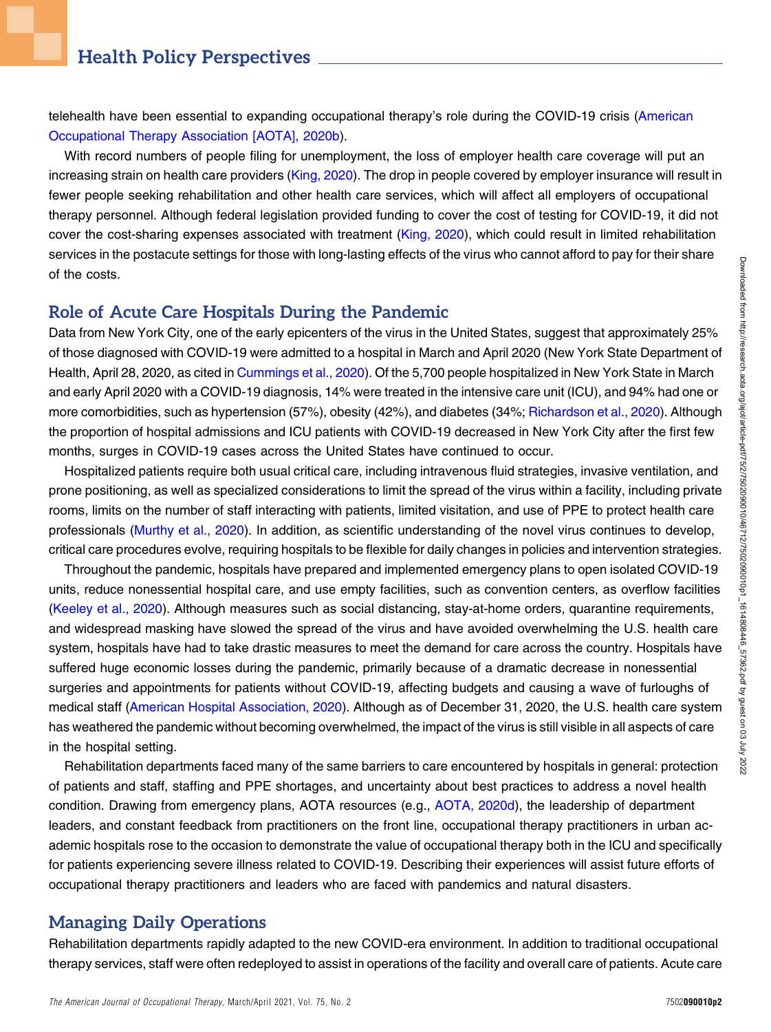telehealth have been essential to expanding occupational therapy's role during the COVID-19 crisis (American Occupational Therapy Association [AOTA], 2020b).

With record numbers of people filing for unemployment, the loss of employer health care coverage will put an increasing strain on health care providers (King, 2020). The drop in people covered by employer insurance will result in fewer people seeking rehabilitation and other health care services, which will affect all employers of occupational therapy personnel. Although federal legislation provided funding to cover the cost of testing for COVID-19, it did not cover the cost-sharing expenses associated with treatment (King, 2020), which could result in limited rehabilitation services in the postacute settings for those with long-lasting effects of the virus who cannot afford to pay for their share of the costs.

## Role of Acute Care Hospitals During the Pandemic

Data from New York City, one of the early epicenters of the virus in the United States, suggest that approximately 25% of those diagnosed with COVID-19 were admitted to a hospital in March and April 2020 (New York State Department of Health, April 28, 2020, as cited in Cummings et al., 2020). Of the 5,700 people hospitalized in New York State in March and early April 2020 with a COVID-19 diagnosis, 14% were treated in the intensive care unit (ICU), and 94% had one or more comorbidities, such as hypertension (57%), obesity (42%), and diabetes (34%; Richardson et al., 2020). Although the proportion of hospital admissions and ICU patients with COVID-19 decreased in New York City after the first few months, surges in COVID-19 cases across the United States have continued to occur.

Hospitalized patients require both usual critical care, including intravenous fluid strategies, invasive ventilation, and prone positioning, as well as specialized considerations to limit the spread of the virus within a facility, including private rooms, limits on the number of staff interacting with patients, limited visitation, and use of PPE to protect health care professionals (Murthy et al., 2020). In addition, as scientific understanding of the novel virus continues to develop, critical care procedures evolve, requiring hospitals to be flexible for daily changes in policies and intervention strategies.

Throughout the pandemic, hospitals have prepared and implemented emergency plans to open isolated COVID-19 units, reduce nonessential hospital care, and use empty facilities, such as convention centers, as overflow facilities (Keeley et al., 2020). Although measures such as social distancing, stay-at-home orders, quarantine requirements, and widespread masking have slowed the spread of the virus and have avoided overwhelming the U.S. health care system, hospitals have had to take drastic measures to meet the demand for care across the country. Hospitals have suffered huge economic losses during the pandemic, primarily because of a dramatic decrease in nonessential surgeries and appointments for patients without COVID-19, affecting budgets and causing a wave of furloughs of medical staff (American Hospital Association, 2020). Although as of December 31, 2020, the U.S. health care system has weathered the pandemic without becoming overwhelmed, the impact of the virus is still visible in all aspects of care in the hospital setting.

Rehabilitation departments faced many of the same barriers to care encountered by hospitals in general: protection of patients and staff, staffing and PPE shortages, and uncertainty about best practices to address a novel health condition. Drawing from emergency plans, AOTA resources (e.g., AOTA, 2020d), the leadership of department leaders, and constant feedback from practitioners on the front line, occupational therapy practitioners in urban academic hospitals rose to the occasion to demonstrate the value of occupational therapy both in the ICU and specifically for patients experiencing severe illness related to COVID-19. Describing their experiences will assist future efforts of occupational therapy practitioners and leaders who are faced with pandemics and natural disasters.

## Managing Daily Operations

Rehabilitation departments rapidly adapted to the new COVID-era environment. In addition to traditional occupational therapy services, staff were often redeployed to assist in operations of the facility and overall care of patients. Acute care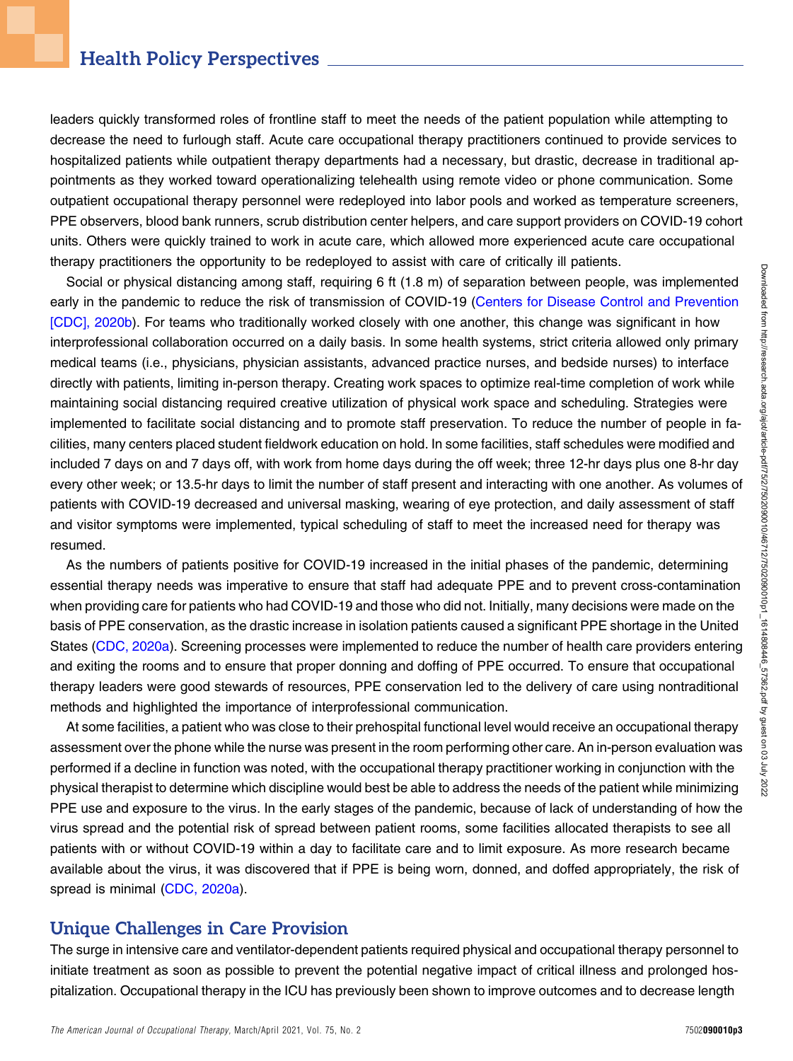leaders quickly transformed roles of frontline staff to meet the needs of the patient population while attempting to decrease the need to furlough staff. Acute care occupational therapy practitioners continued to provide services to hospitalized patients while outpatient therapy departments had a necessary, but drastic, decrease in traditional appointments as they worked toward operationalizing telehealth using remote video or phone communication. Some outpatient occupational therapy personnel were redeployed into labor pools and worked as temperature screeners, PPE observers, blood bank runners, scrub distribution center helpers, and care support providers on COVID-19 cohort units. Others were quickly trained to work in acute care, which allowed more experienced acute care occupational therapy practitioners the opportunity to be redeployed to assist with care of critically ill patients.

Social or physical distancing among staff, requiring 6 ft (1.8 m) of separation between people, was implemented early in the pandemic to reduce the risk of transmission of COVID-19 (Centers for Disease Control and Prevention [CDC], 2020b). For teams who traditionally worked closely with one another, this change was significant in how interprofessional collaboration occurred on a daily basis. In some health systems, strict criteria allowed only primary medical teams (i.e., physicians, physician assistants, advanced practice nurses, and bedside nurses) to interface directly with patients, limiting in-person therapy. Creating work spaces to optimize real-time completion of work while maintaining social distancing required creative utilization of physical work space and scheduling. Strategies were implemented to facilitate social distancing and to promote staff preservation. To reduce the number of people in facilities, many centers placed student fieldwork education on hold. In some facilities, staff schedules were modified and included 7 days on and 7 days off, with work from home days during the off week; three 12-hr days plus one 8-hr day every other week; or 13.5-hr days to limit the number of staff present and interacting with one another. As volumes of patients with COVID-19 decreased and universal masking, wearing of eye protection, and daily assessment of staff and visitor symptoms were implemented, typical scheduling of staff to meet the increased need for therapy was resumed.

As the numbers of patients positive for COVID-19 increased in the initial phases of the pandemic, determining essential therapy needs was imperative to ensure that staff had adequate PPE and to prevent cross-contamination when providing care for patients who had COVID-19 and those who did not. Initially, many decisions were made on the basis of PPE conservation, as the drastic increase in isolation patients caused a significant PPE shortage in the United States (CDC, 2020a). Screening processes were implemented to reduce the number of health care providers entering and exiting the rooms and to ensure that proper donning and doffing of PPE occurred. To ensure that occupational therapy leaders were good stewards of resources, PPE conservation led to the delivery of care using nontraditional methods and highlighted the importance of interprofessional communication.

At some facilities, a patient who was close to their prehospital functional level would receive an occupational therapy assessment over the phone while the nurse was present in the room performing other care. An in-person evaluation was performed if a decline in function was noted, with the occupational therapy practitioner working in conjunction with the physical therapist to determine which discipline would best be able to address the needs of the patient while minimizing PPE use and exposure to the virus. In the early stages of the pandemic, because of lack of understanding of how the virus spread and the potential risk of spread between patient rooms, some facilities allocated therapists to see all patients with or without COVID-19 within a day to facilitate care and to limit exposure. As more research became available about the virus, it was discovered that if PPE is being worn, donned, and doffed appropriately, the risk of spread is minimal (CDC, 2020a).

## Unique Challenges in Care Provision

The surge in intensive care and ventilator-dependent patients required physical and occupational therapy personnel to initiate treatment as soon as possible to prevent the potential negative impact of critical illness and prolonged hospitalization. Occupational therapy in the ICU has previously been shown to improve outcomes and to decrease length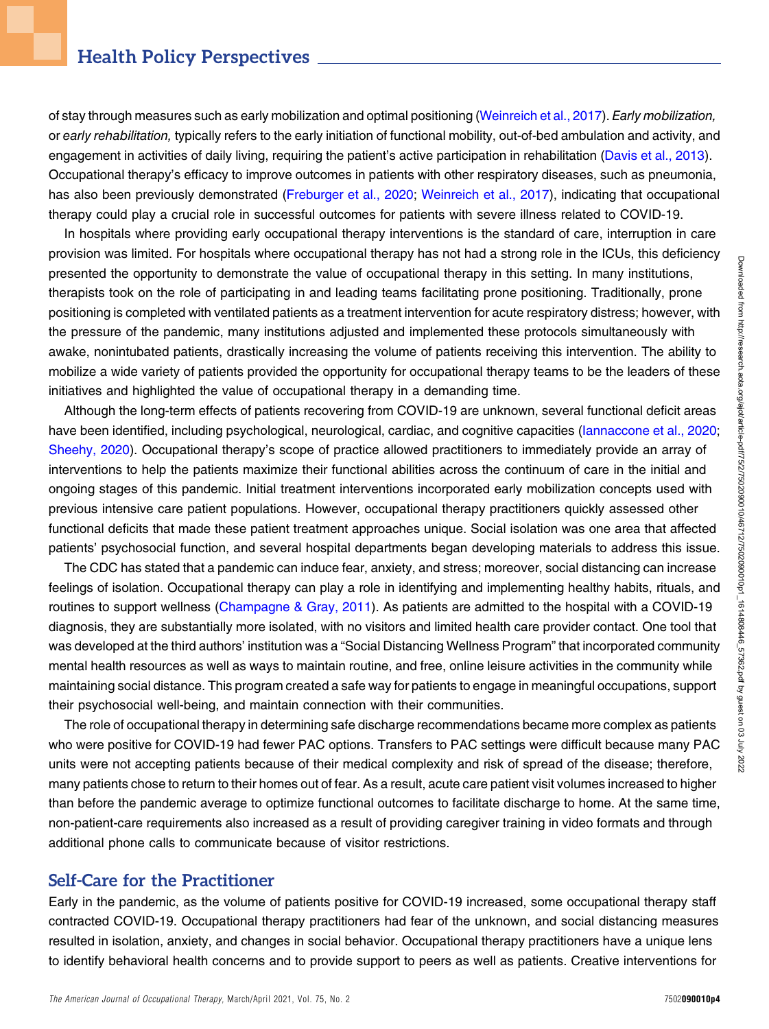of stay through measures such as early mobilization and optimal positioning (Weinreich et al., 2017). *Early mobilization,* or *early rehabilitation,* typically refers to the early initiation of functional mobility, out-of-bed ambulation and activity, and engagement in activities of daily living, requiring the patient's active participation in rehabilitation (Davis et al., 2013). Occupational therapy's efficacy to improve outcomes in patients with other respiratory diseases, such as pneumonia, has also been previously demonstrated (Freburger et al., 2020; Weinreich et al., 2017), indicating that occupational therapy could play a crucial role in successful outcomes for patients with severe illness related to COVID-19.

In hospitals where providing early occupational therapy interventions is the standard of care, interruption in care provision was limited. For hospitals where occupational therapy has not had a strong role in the ICUs, this deficiency presented the opportunity to demonstrate the value of occupational therapy in this setting. In many institutions, therapists took on the role of participating in and leading teams facilitating prone positioning. Traditionally, prone positioning is completed with ventilated patients as a treatment intervention for acute respiratory distress; however, with the pressure of the pandemic, many institutions adjusted and implemented these protocols simultaneously with awake, nonintubated patients, drastically increasing the volume of patients receiving this intervention. The ability to mobilize a wide variety of patients provided the opportunity for occupational therapy teams to be the leaders of these initiatives and highlighted the value of occupational therapy in a demanding time.

Although the long-term effects of patients recovering from COVID-19 are unknown, several functional deficit areas have been identified, including psychological, neurological, cardiac, and cognitive capacities (Iannaccone et al., 2020; Sheehy, 2020). Occupational therapy's scope of practice allowed practitioners to immediately provide an array of interventions to help the patients maximize their functional abilities across the continuum of care in the initial and ongoing stages of this pandemic. Initial treatment interventions incorporated early mobilization concepts used with previous intensive care patient populations. However, occupational therapy practitioners quickly assessed other functional deficits that made these patient treatment approaches unique. Social isolation was one area that affected patients' psychosocial function, and several hospital departments began developing materials to address this issue.

The CDC has stated that a pandemic can induce fear, anxiety, and stress; moreover, social distancing can increase feelings of isolation. Occupational therapy can play a role in identifying and implementing healthy habits, rituals, and routines to support wellness (Champagne & Gray, 2011). As patients are admitted to the hospital with a COVID-19 diagnosis, they are substantially more isolated, with no visitors and limited health care provider contact. One tool that was developed at the third authors' institution was a "Social Distancing Wellness Program" that incorporated community mental health resources as well as ways to maintain routine, and free, online leisure activities in the community while maintaining social distance. This program created a safe way for patients to engage in meaningful occupations, support their psychosocial well-being, and maintain connection with their communities.

The role of occupational therapy in determining safe discharge recommendations became more complex as patients who were positive for COVID-19 had fewer PAC options. Transfers to PAC settings were difficult because many PAC units were not accepting patients because of their medical complexity and risk of spread of the disease; therefore, many patients chose to return to their homes out of fear. As a result, acute care patient visit volumes increased to higher than before the pandemic average to optimize functional outcomes to facilitate discharge to home. At the same time, non-patient-care requirements also increased as a result of providing caregiver training in video formats and through additional phone calls to communicate because of visitor restrictions.

## Self-Care for the Practitioner

Early in the pandemic, as the volume of patients positive for COVID-19 increased, some occupational therapy staff contracted COVID-19. Occupational therapy practitioners had fear of the unknown, and social distancing measures resulted in isolation, anxiety, and changes in social behavior. Occupational therapy practitioners have a unique lens to identify behavioral health concerns and to provide support to peers as well as patients. Creative interventions for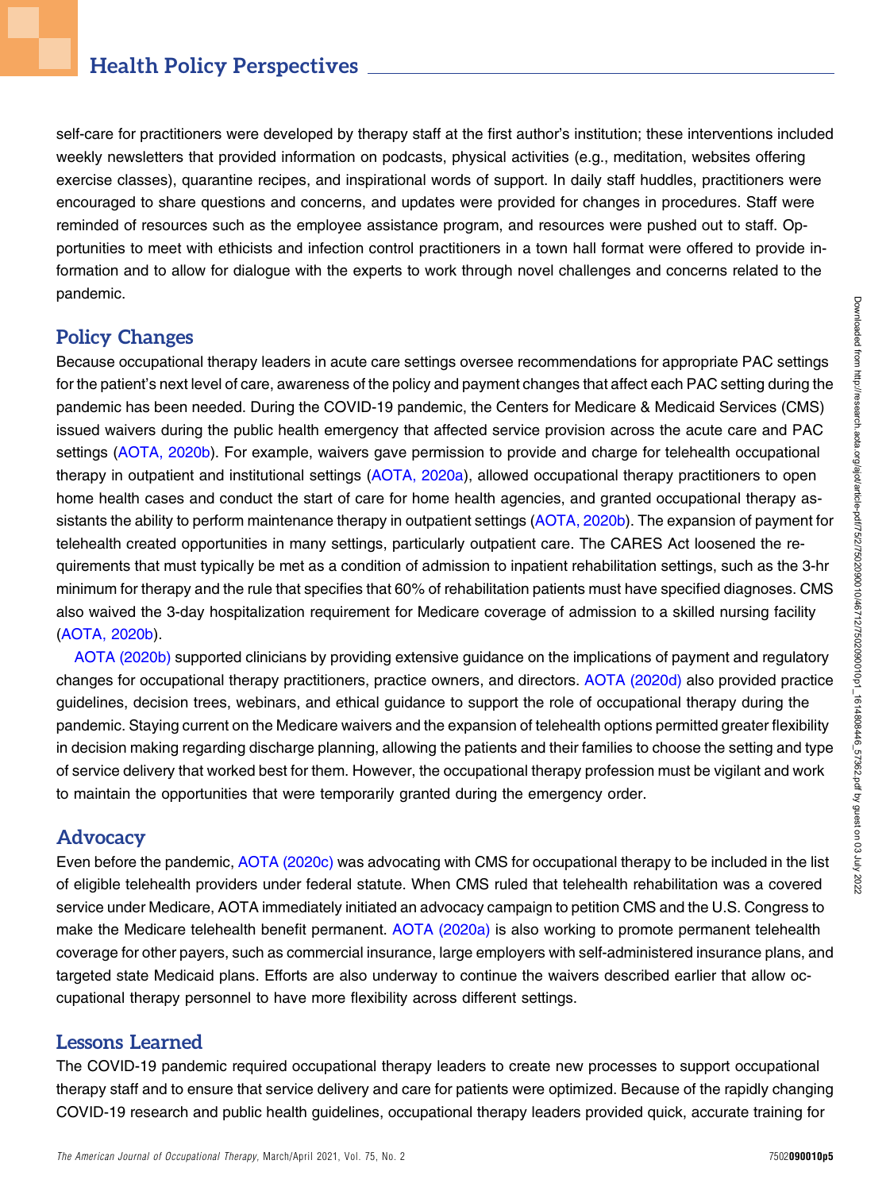self-care for practitioners were developed by therapy staff at the first author's institution; these interventions included weekly newsletters that provided information on podcasts, physical activities (e.g., meditation, websites offering exercise classes), quarantine recipes, and inspirational words of support. In daily staff huddles, practitioners were encouraged to share questions and concerns, and updates were provided for changes in procedures. Staff were reminded of resources such as the employee assistance program, and resources were pushed out to staff. Opportunities to meet with ethicists and infection control practitioners in a town hall format were offered to provide information and to allow for dialogue with the experts to work through novel challenges and concerns related to the pandemic.

## Policy Changes

Because occupational therapy leaders in acute care settings oversee recommendations for appropriate PAC settings for the patient's next level of care, awareness of the policy and payment changes that affect each PAC setting during the pandemic has been needed. During the COVID-19 pandemic, the Centers for Medicare & Medicaid Services (CMS) issued waivers during the public health emergency that affected service provision across the acute care and PAC settings (AOTA, 2020b). For example, waivers gave permission to provide and charge for telehealth occupational therapy in outpatient and institutional settings (AOTA, 2020a), allowed occupational therapy practitioners to open home health cases and conduct the start of care for home health agencies, and granted occupational therapy assistants the ability to perform maintenance therapy in outpatient settings (AOTA, 2020b). The expansion of payment for telehealth created opportunities in many settings, particularly outpatient care. The CARES Act loosened the requirements that must typically be met as a condition of admission to inpatient rehabilitation settings, such as the 3-hr minimum for therapy and the rule that specifies that 60% of rehabilitation patients must have specified diagnoses. CMS also waived the 3-day hospitalization requirement for Medicare coverage of admission to a skilled nursing facility (AOTA, 2020b).

AOTA (2020b) supported clinicians by providing extensive guidance on the implications of payment and regulatory changes for occupational therapy practitioners, practice owners, and directors. AOTA (2020d) also provided practice guidelines, decision trees, webinars, and ethical guidance to support the role of occupational therapy during the pandemic. Staying current on the Medicare waivers and the expansion of telehealth options permitted greater flexibility in decision making regarding discharge planning, allowing the patients and their families to choose the setting and type of service delivery that worked best for them. However, the occupational therapy profession must be vigilant and work to maintain the opportunities that were temporarily granted during the emergency order.

## Advocacy

Even before the pandemic, AOTA (2020c) was advocating with CMS for occupational therapy to be included in the list of eligible telehealth providers under federal statute. When CMS ruled that telehealth rehabilitation was a covered service under Medicare, AOTA immediately initiated an advocacy campaign to petition CMS and the U.S. Congress to make the Medicare telehealth benefit permanent. AOTA (2020a) is also working to promote permanent telehealth coverage for other payers, such as commercial insurance, large employers with self-administered insurance plans, and targeted state Medicaid plans. Efforts are also underway to continue the waivers described earlier that allow occupational therapy personnel to have more flexibility across different settings.

## Lessons Learned

The COVID-19 pandemic required occupational therapy leaders to create new processes to support occupational therapy staff and to ensure that service delivery and care for patients were optimized. Because of the rapidly changing COVID-19 research and public health guidelines, occupational therapy leaders provided quick, accurate training for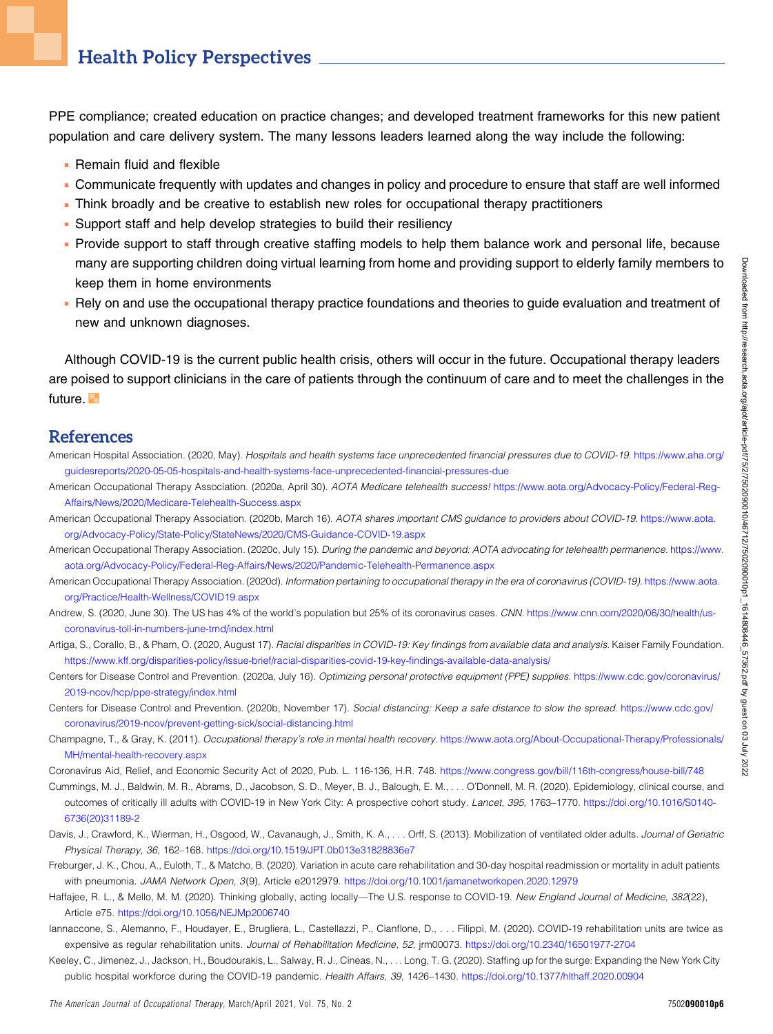PPE compliance; created education on practice changes; and developed treatment frameworks for this new patient population and care delivery system. The many lessons leaders learned along the way include the following:

- Remain fluid and flexible
- Communicate frequently with updates and changes in policy and procedure to ensure that staff are well informed
- Think broadly and be creative to establish new roles for occupational therapy practitioners
- Support staff and help develop strategies to build their resiliency
- Provide support to staff through creative staffing models to help them balance work and personal life, because many are supporting children doing virtual learning from home and providing support to elderly family members to keep them in home environments
- Rely on and use the occupational therapy practice foundations and theories to guide evaluation and treatment of new and unknown diagnoses.

Although COVID-19 is the current public health crisis, others will occur in the future. Occupational therapy leaders are poised to support clinicians in the care of patients through the continuum of care and to meet the challenges in the future.

## References

American Hospital Association. (2020, May). *Hospitals and health systems face unprecedented financial pressures due to COVID-19.* https://www.aha.org/guidesreports/2020-05-05-hospitals-and-health-systems-face-unprecedented-financial-pressures-due

American Occupational Therapy Association. (2020a, April 30). *AOTA Medicare telehealth success!* https://www.aota.org/Advocacy-Policy/Federal-Reg-Affairs/News/2020/Medicare-Telehealth-Success.aspx

American Occupational Therapy Association. (2020b, March 16). *AOTA shares important CMS guidance to providers about COVID-19.* https://www.aota.org/Advocacy-Policy/State-Policy/StateNews/2020/CMS-Guidance-COVID-19.aspx

American Occupational Therapy Association. (2020c, July 15). *During the pandemic and beyond: AOTA advocating for telehealth permanence.* https://www.aota.org/Advocacy-Policy/Federal-Reg-Affairs/News/2020/Pandemic-Telehealth-Permanence.aspx

American Occupational Therapy Association. (2020d). *Information pertaining to occupational therapy in the era of coronavirus (COVID-19).* https://www.aota.org/Practice/Health-Wellness/COVID19.aspx

Andrew, S. (2020, June 30). The US has 4% of the world's population but 25% of its coronavirus cases. *CNN.* https://www.cnn.com/2020/06/30/health/us-coronavirus-toll-in-numbers-june-trnd/index.html

Artiga, S., Corallo, B., & Pham, O. (2020, August 17). *Racial disparities in COVID-19: Key findings from available data and analysis.* Kaiser Family Foundation. https://www.kff.org/disparities-policy/issue-brief/racial-disparities-covid-19-key-findings-available-data-analysis/

Centers for Disease Control and Prevention. (2020a, July 16). *Optimizing personal protective equipment (PPE) supplies.* https://www.cdc.gov/coronavirus/2019-ncov/hcp/ppe-strategy/index.html

Centers for Disease Control and Prevention. (2020b, November 17). *Social distancing: Keep a safe distance to slow the spread.* https://www.cdc.gov/coronavirus/2019-ncov/prevent-getting-sick/social-distancing.html

Champagne, T., & Gray, K. (2011). *Occupational therapy's role in mental health recovery.* https://www.aota.org/About-Occupational-Therapy/Professionals/MH/mental-health-recovery.aspx

Coronavirus Aid, Relief, and Economic Security Act of 2020, Pub. L. 116-136, H.R. 748. https://www.congress.gov/bill/116th-congress/house-bill/748

Cummings, M. J., Baldwin, M. R., Abrams, D., Jacobson, S. D., Meyer, B. J., Balough, E. M., . . . O'Donnell, M. R. (2020). Epidemiology, clinical course, and outcomes of critically ill adults with COVID-19 in New York City: A prospective cohort study. *Lancet, 395,* 1763–1770. https://doi.org/10.1016/S0140-6736(20)31189-2

Davis, J., Crawford, K., Wierman, H., Osgood, W., Cavanaugh, J., Smith, K. A., . . . Orff, S. (2013). Mobilization of ventilated older adults. *Journal of Geriatric Physical Therapy, 36,* 162–168. https://doi.org/10.1519/JPT.0b013e31828836e7

Freburger, J. K., Chou, A., Euloth, T., & Matcho, B. (2020). Variation in acute care rehabilitation and 30-day hospital readmission or mortality in adult patients with pneumonia. *JAMA Network Open, 3*(9), Article e2012979. https://doi.org/10.1001/jamanetworkopen.2020.12979

Haffajee, R. L., & Mello, M. M. (2020). Thinking globally, acting locally—The U.S. response to COVID-19. *New England Journal of Medicine, 382*(22), Article e75. https://doi.org/10.1056/NEJMp2006740

Iannaccone, S., Alemanno, F., Houdayer, E., Brugliera, L., Castellazzi, P., Cianflone, D., . . . Filippi, M. (2020). COVID-19 rehabilitation units are twice as expensive as regular rehabilitation units. *Journal of Rehabilitation Medicine, 52,* jrm00073. https://doi.org/10.2340/16501977-2704

Keeley, C., Jimenez, J., Jackson, H., Boudourakis, L., Salway, R. J., Cineas, N., . . . Long, T. G. (2020). Staffing up for the surge: Expanding the New York City public hospital workforce during the COVID-19 pandemic. *Health Affairs, 39,* 1426–1430. https://doi.org/10.1377/hlthaff.2020.00904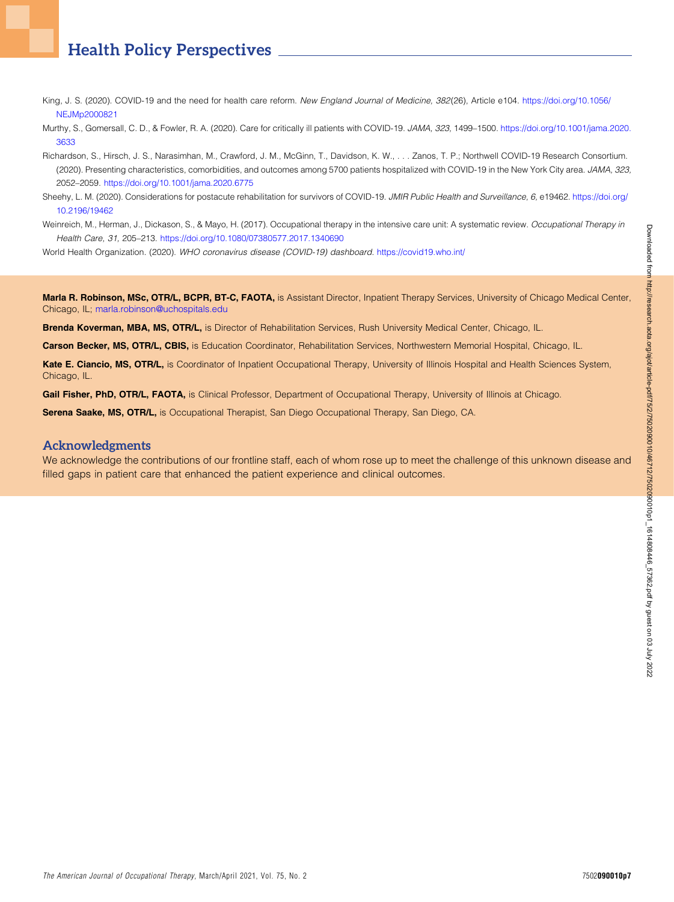King, J. S. (2020). COVID-19 and the need for health care reform. *New England Journal of Medicine, 382*(26), Article e104. https://doi.org/10.1056/NEJMp2000821

Murthy, S., Gomersall, C. D., & Fowler, R. A. (2020). Care for critically ill patients with COVID-19. *JAMA, 323,* 1499–1500. https://doi.org/10.1001/jama.2020.3633

Richardson, S., Hirsch, J. S., Narasimhan, M., Crawford, J. M., McGinn, T., Davidson, K. W., . . . Zanos, T. P.; Northwell COVID-19 Research Consortium. (2020). Presenting characteristics, comorbidities, and outcomes among 5700 patients hospitalized with COVID-19 in the New York City area. *JAMA, 323,* 2052–2059. https://doi.org/10.1001/jama.2020.6775

Sheehy, L. M. (2020). Considerations for postacute rehabilitation for survivors of COVID-19. *JMIR Public Health and Surveillance, 6,* e19462. https://doi.org/10.2196/19462

Weinreich, M., Herman, J., Dickason, S., & Mayo, H. (2017). Occupational therapy in the intensive care unit: A systematic review. *Occupational Therapy in Health Care, 31,* 205–213. https://doi.org/10.1080/07380577.2017.1340690

World Health Organization. (2020). *WHO coronavirus disease (COVID-19) dashboard.* https://covid19.who.int/

**Marla R. Robinson, MSc, OTR/L, BCPR, BT-C, FAOTA,** is Assistant Director, Inpatient Therapy Services, University of Chicago Medical Center, Chicago, IL; marla.robinson@uchospitals.edu

**Brenda Koverman, MBA, MS, OTR/L,** is Director of Rehabilitation Services, Rush University Medical Center, Chicago, IL.

**Carson Becker, MS, OTR/L, CBIS,** is Education Coordinator, Rehabilitation Services, Northwestern Memorial Hospital, Chicago, IL.

**Kate E. Ciancio, MS, OTR/L,** is Coordinator of Inpatient Occupational Therapy, University of Illinois Hospital and Health Sciences System, Chicago, IL.

**Gail Fisher, PhD, OTR/L, FAOTA,** is Clinical Professor, Department of Occupational Therapy, University of Illinois at Chicago.

**Serena Saake, MS, OTR/L,** is Occupational Therapist, San Diego Occupational Therapy, San Diego, CA.

## Acknowledgments

We acknowledge the contributions of our frontline staff, each of whom rose up to meet the challenge of this unknown disease and filled gaps in patient care that enhanced the patient experience and clinical outcomes.